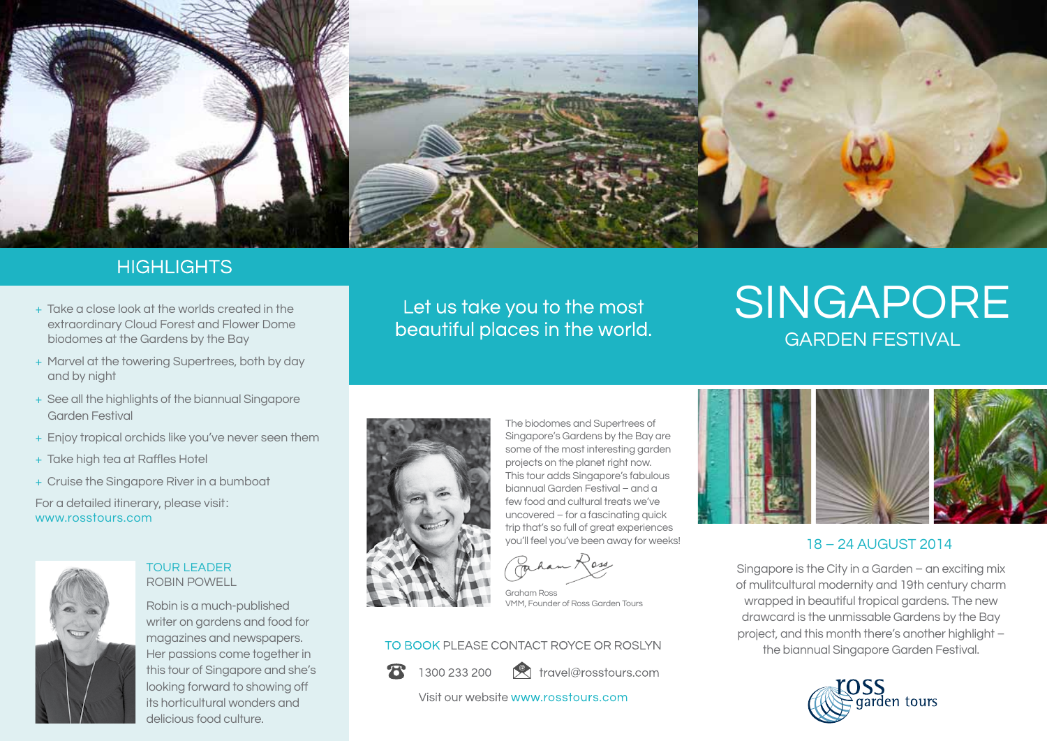# SINGAPORE

## GARDEN FESTIVAL

Let us take you to the most beautiful places in the world.

## HIGHLIGHTS

- Take a close look at the worlds created in the extraordinary Cloud Forest and Flower Dome biodomes at the Gardens by the Bay
- Marvel at the towering Supertrees, both by day and by night
- See all the highlights of the biannual Singapore Garden Festival
- Enjoy tropical orchids like you've never seen them
- Take high tea at Raffles Hotel
- Cruise the Singapore River in a bumboat

For a detailed itinerary, please visit: www.rosstours.com

### TOUR LEADER
ROBIN POWELL

Robin is a much-published writer on gardens and food for magazines and newspapers. Her passions come together in this tour of Singapore and she's looking forward to showing off its horticultural wonders and delicious food culture.

The biodomes and Supertrees of Singapore's Gardens by the Bay are some of the most interesting garden projects on the planet right now. This tour adds Singapore's fabulous biannual Garden Festival – and a few food and cultural treats we've uncovered – for a fascinating quick trip that's so full of great experiences you'll feel you've been away for weeks!

Graham Ross
VMM, Founder of Ross Garden Tours

TO BOOK PLEASE CONTACT ROYCE OR ROSLYN

1300 233 200 travel@rosstours.com

Visit our website www.rosstours.com

### 18 – 24 AUGUST 2014

Singapore is the City in a Garden – an exciting mix of mulitcultural modernity and 19th century charm wrapped in beautiful tropical gardens. The new drawcard is the unmissable Gardens by the Bay project, and this month there's another highlight – the biannual Singapore Garden Festival.

ross garden tours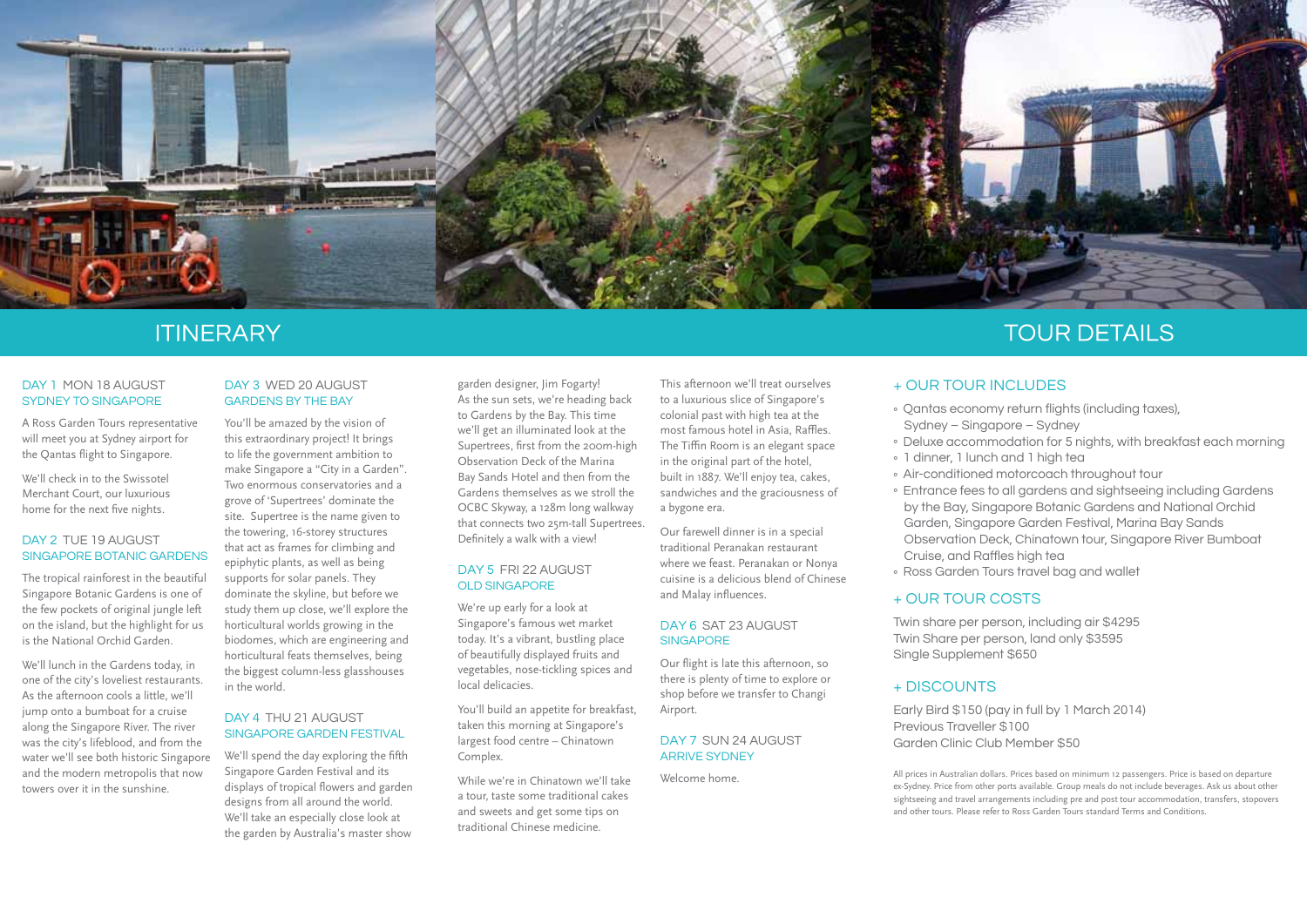# ITINERARY

### DAY 1 MON 18 AUGUST
### SYDNEY TO SINGAPORE

A Ross Garden Tours representative will meet you at Sydney airport for the Qantas flight to Singapore.

We'll check in to the Swissotel Merchant Court, our luxurious home for the next five nights.

### DAY 2 TUE 19 AUGUST
### SINGAPORE BOTANIC GARDENS

The tropical rainforest in the beautiful Singapore Botanic Gardens is one of the few pockets of original jungle left on the island, but the highlight for us is the National Orchid Garden.

We'll lunch in the Gardens today, in one of the city's loveliest restaurants. As the afternoon cools a little, we'll jump onto a bumboat for a cruise along the Singapore River. The river was the city's lifeblood, and from the water we'll see both historic Singapore and the modern metropolis that now towers over it in the sunshine.

### DAY 3 WED 20 AUGUST
### GARDENS BY THE BAY

You'll be amazed by the vision of this extraordinary project! It brings to life the government ambition to make Singapore a "City in a Garden". Two enormous conservatories and a grove of 'Supertrees' dominate the site. Supertree is the name given to the towering, 16-storey structures that act as frames for climbing and epiphytic plants, as well as being supports for solar panels. They dominate the skyline, but before we study them up close, we'll explore the horticultural worlds growing in the biodomes, which are engineering and horticultural feats themselves, being the biggest column-less glasshouses in the world.

### DAY 4 THU 21 AUGUST
### SINGAPORE GARDEN FESTIVAL

We'll spend the day exploring the fifth Singapore Garden Festival and its displays of tropical flowers and garden designs from all around the world. We'll take an especially close look at the garden by Australia's master show garden designer, Jim Fogarty! As the sun sets, we're heading back to Gardens by the Bay. This time we'll get an illuminated look at the Supertrees, first from the 200m-high Observation Deck of the Marina Bay Sands Hotel and then from the Gardens themselves as we stroll the OCBC Skyway, a 128m long walkway that connects two 25m-tall Supertrees. Definitely a walk with a view!

### DAY 5 FRI 22 AUGUST
### OLD SINGAPORE

We're up early for a look at Singapore's famous wet market today. It's a vibrant, bustling place of beautifully displayed fruits and vegetables, nose-tickling spices and local delicacies.

You'll build an appetite for breakfast, taken this morning at Singapore's largest food centre – Chinatown Complex.

While we're in Chinatown we'll take a tour, taste some traditional cakes and sweets and get some tips on traditional Chinese medicine.

This afternoon we'll treat ourselves to a luxurious slice of Singapore's colonial past with high tea at the most famous hotel in Asia, Raffles. The Tiffin Room is an elegant space in the original part of the hotel, built in 1887. We'll enjoy tea, cakes, sandwiches and the graciousness of a bygone era.

Our farewell dinner is in a special traditional Peranakan restaurant where we feast. Peranakan or Nonya cuisine is a delicious blend of Chinese and Malay influences.

### DAY 6 SAT 23 AUGUST
### SINGAPORE

Our flight is late this afternoon, so there is plenty of time to explore or shop before we transfer to Changi Airport.

### DAY 7 SUN 24 AUGUST
### ARRIVE SYDNEY

Welcome home.

# TOUR DETAILS

## + OUR TOUR INCLUDES

- Qantas economy return flights (including taxes), Sydney – Singapore – Sydney
- Deluxe accommodation for 5 nights, with breakfast each morning
- 1 dinner, 1 lunch and 1 high tea
- Air-conditioned motorcoach throughout tour
- Entrance fees to all gardens and sightseeing including Gardens by the Bay, Singapore Botanic Gardens and National Orchid Garden, Singapore Garden Festival, Marina Bay Sands Observation Deck, Chinatown tour, Singapore River Bumboat Cruise, and Raffles high tea
- Ross Garden Tours travel bag and wallet

## + OUR TOUR COSTS

Twin share per person, including air $4295
Twin Share per person, land only $3595
Single Supplement $650

## + DISCOUNTS

Early Bird $150 (pay in full by 1 March 2014)
Previous Traveller $100
Garden Clinic Club Member $50

All prices in Australian dollars. Prices based on minimum 12 passengers. Price is based on departure ex-Sydney. Price from other ports available. Group meals do not include beverages. Ask us about other sightseeing and travel arrangements including pre and post tour accommodation, transfers, stopovers and other tours. Please refer to Ross Garden Tours standard Terms and Conditions.